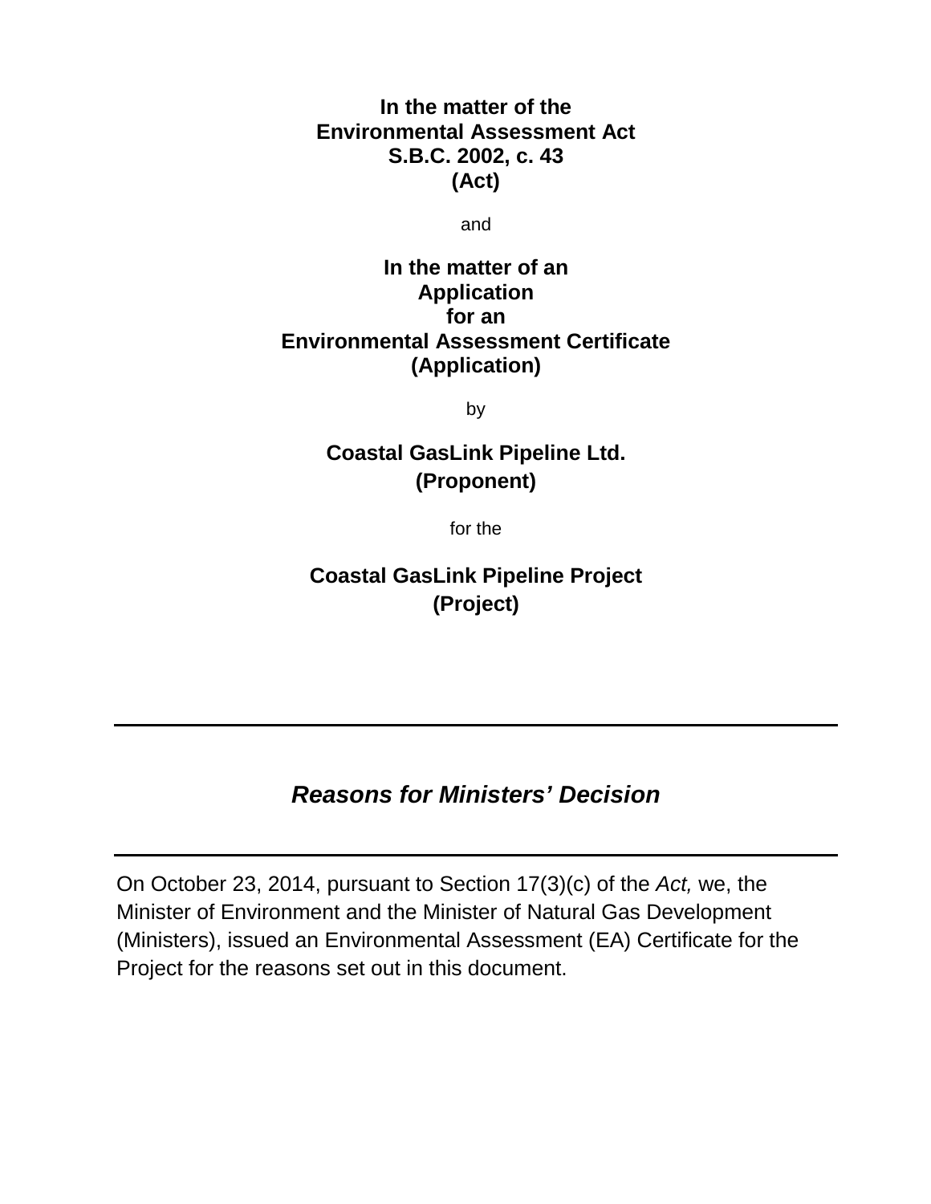**In the matter of the**
**Environmental Assessment Act**
**S.B.C. 2002, c. 43**
**(Act)**

and

**In the matter of an**
**Application**
**for an**
**Environmental Assessment Certificate**
**(Application)**

by

**Coastal GasLink Pipeline Ltd.**
**(Proponent)**

for the

**Coastal GasLink Pipeline Project**
**(Project)**

---

# ***Reasons for Ministers' Decision***

---

On October 23, 2014, pursuant to Section 17(3)(c) of the *Act,* we, the Minister of Environment and the Minister of Natural Gas Development (Ministers), issued an Environmental Assessment (EA) Certificate for the Project for the reasons set out in this document.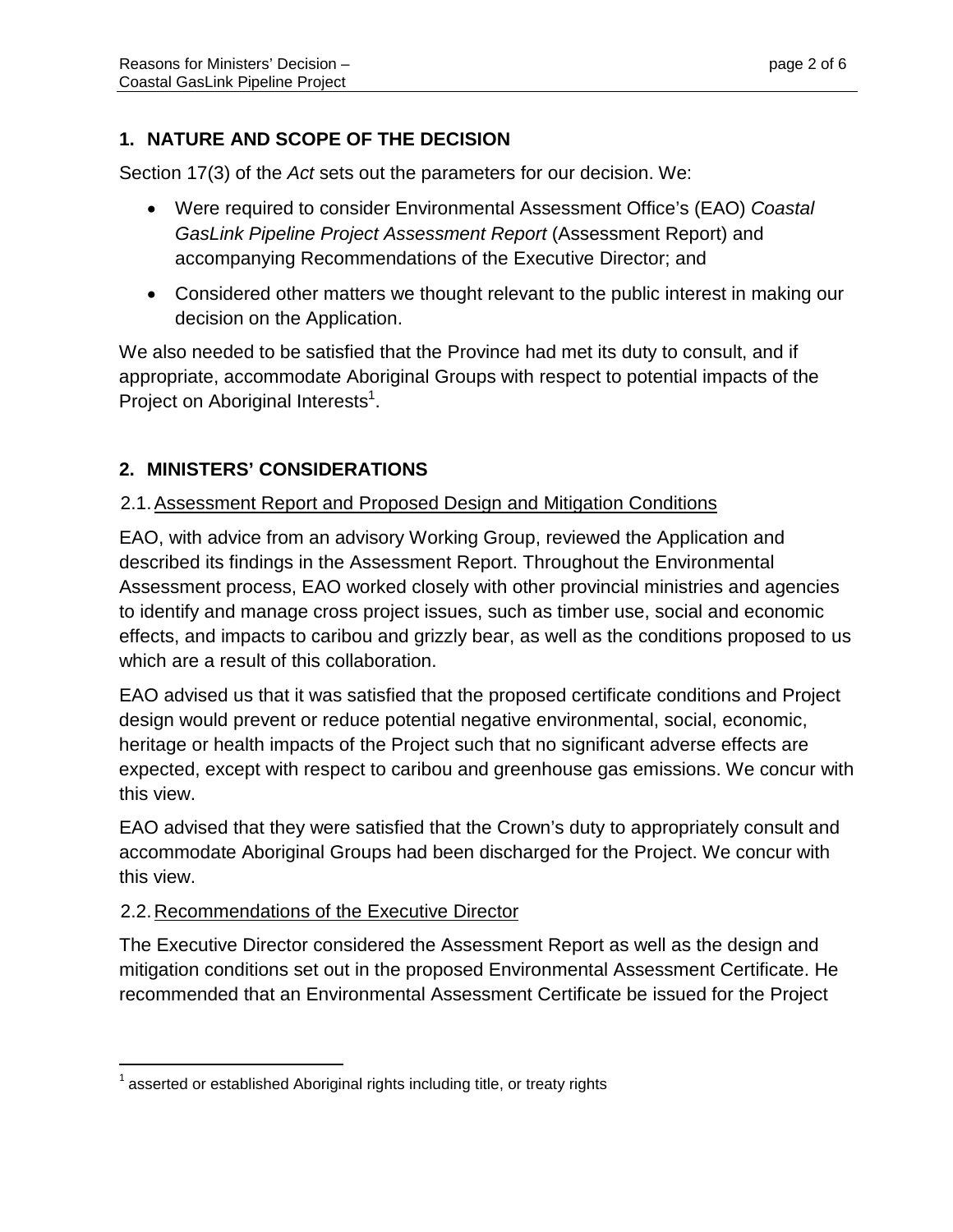## 1. NATURE AND SCOPE OF THE DECISION

Section 17(3) of the *Act* sets out the parameters for our decision. We:

- Were required to consider Environmental Assessment Office's (EAO) *Coastal GasLink Pipeline Project Assessment Report* (Assessment Report) and accompanying Recommendations of the Executive Director; and
- Considered other matters we thought relevant to the public interest in making our decision on the Application.

We also needed to be satisfied that the Province had met its duty to consult, and if appropriate, accommodate Aboriginal Groups with respect to potential impacts of the Project on Aboriginal Interests[1].

## 2. MINISTERS' CONSIDERATIONS

### 2.1. Assessment Report and Proposed Design and Mitigation Conditions

EAO, with advice from an advisory Working Group, reviewed the Application and described its findings in the Assessment Report. Throughout the Environmental Assessment process, EAO worked closely with other provincial ministries and agencies to identify and manage cross project issues, such as timber use, social and economic effects, and impacts to caribou and grizzly bear, as well as the conditions proposed to us which are a result of this collaboration.

EAO advised us that it was satisfied that the proposed certificate conditions and Project design would prevent or reduce potential negative environmental, social, economic, heritage or health impacts of the Project such that no significant adverse effects are expected, except with respect to caribou and greenhouse gas emissions. We concur with this view.

EAO advised that they were satisfied that the Crown's duty to appropriately consult and accommodate Aboriginal Groups had been discharged for the Project. We concur with this view.

### 2.2. Recommendations of the Executive Director

The Executive Director considered the Assessment Report as well as the design and mitigation conditions set out in the proposed Environmental Assessment Certificate. He recommended that an Environmental Assessment Certificate be issued for the Project

[1] asserted or established Aboriginal rights including title, or treaty rights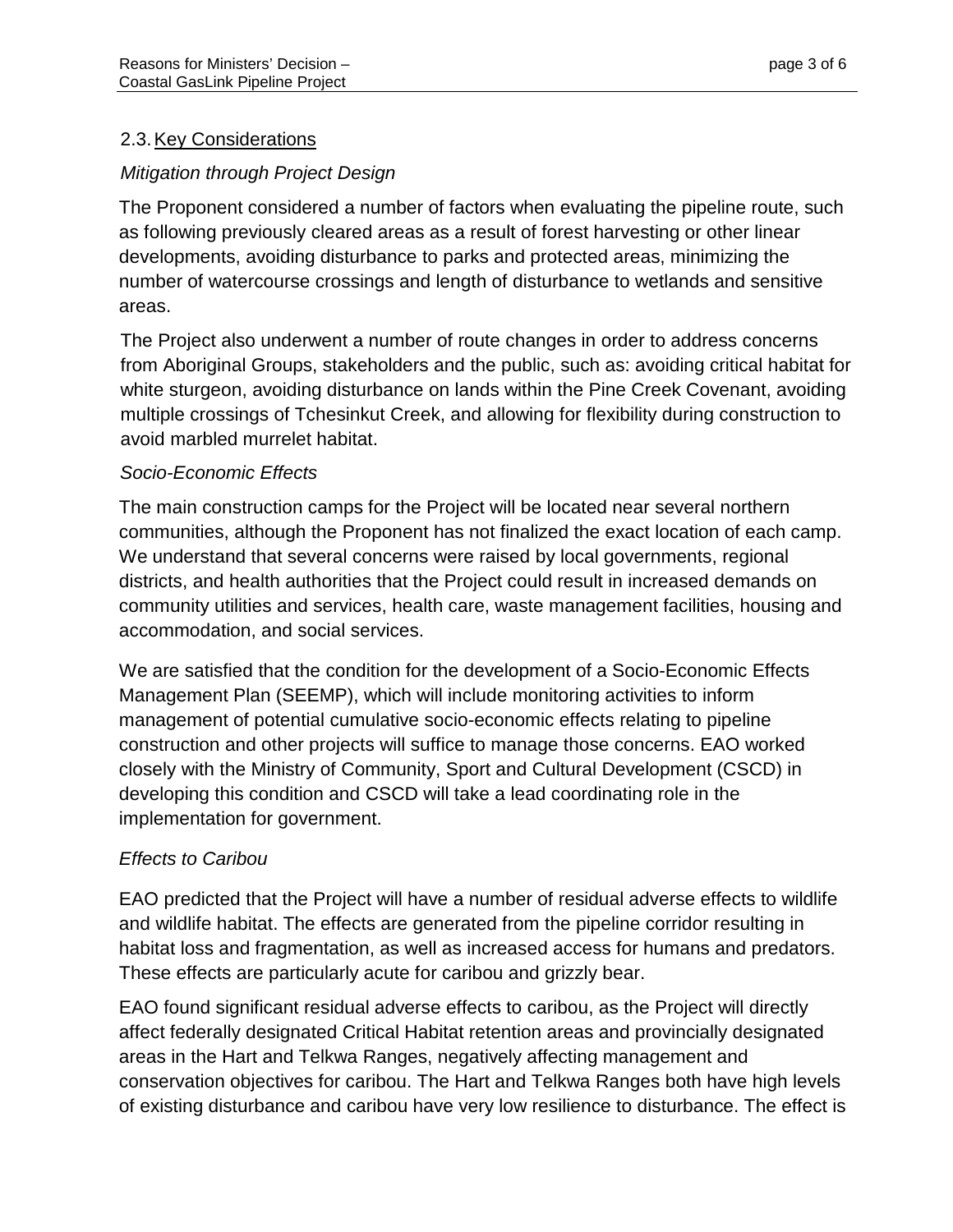## 2.3. Key Considerations

*Mitigation through Project Design*

The Proponent considered a number of factors when evaluating the pipeline route, such as following previously cleared areas as a result of forest harvesting or other linear developments, avoiding disturbance to parks and protected areas, minimizing the number of watercourse crossings and length of disturbance to wetlands and sensitive areas.

The Project also underwent a number of route changes in order to address concerns from Aboriginal Groups, stakeholders and the public, such as: avoiding critical habitat for white sturgeon, avoiding disturbance on lands within the Pine Creek Covenant, avoiding multiple crossings of Tchesinkut Creek, and allowing for flexibility during construction to avoid marbled murrelet habitat.

*Socio-Economic Effects*

The main construction camps for the Project will be located near several northern communities, although the Proponent has not finalized the exact location of each camp. We understand that several concerns were raised by local governments, regional districts, and health authorities that the Project could result in increased demands on community utilities and services, health care, waste management facilities, housing and accommodation, and social services.

We are satisfied that the condition for the development of a Socio-Economic Effects Management Plan (SEEMP), which will include monitoring activities to inform management of potential cumulative socio-economic effects relating to pipeline construction and other projects will suffice to manage those concerns. EAO worked closely with the Ministry of Community, Sport and Cultural Development (CSCD) in developing this condition and CSCD will take a lead coordinating role in the implementation for government.

*Effects to Caribou*

EAO predicted that the Project will have a number of residual adverse effects to wildlife and wildlife habitat. The effects are generated from the pipeline corridor resulting in habitat loss and fragmentation, as well as increased access for humans and predators. These effects are particularly acute for caribou and grizzly bear.

EAO found significant residual adverse effects to caribou, as the Project will directly affect federally designated Critical Habitat retention areas and provincially designated areas in the Hart and Telkwa Ranges, negatively affecting management and conservation objectives for caribou. The Hart and Telkwa Ranges both have high levels of existing disturbance and caribou have very low resilience to disturbance. The effect is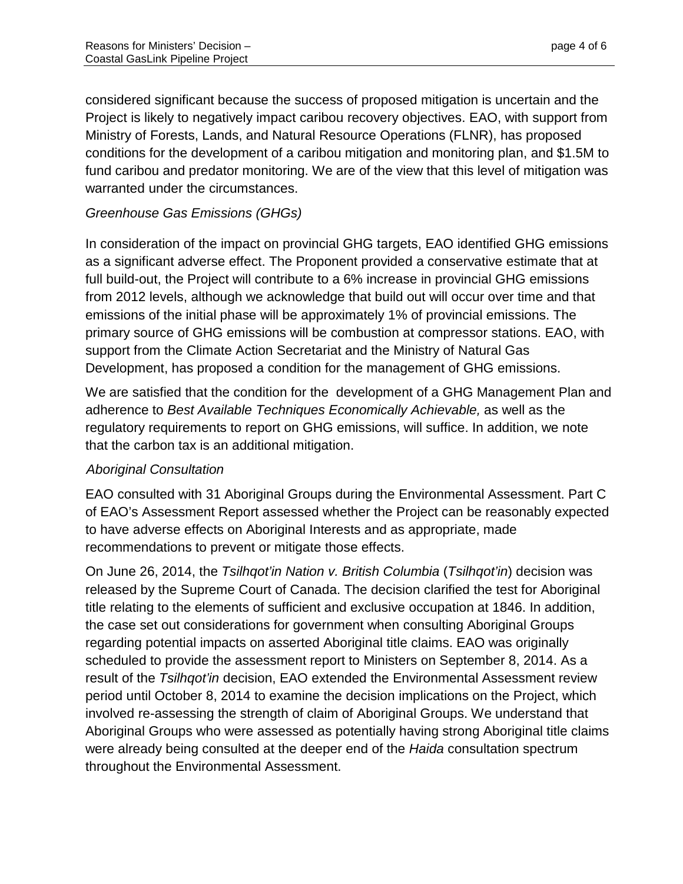considered significant because the success of proposed mitigation is uncertain and the Project is likely to negatively impact caribou recovery objectives. EAO, with support from Ministry of Forests, Lands, and Natural Resource Operations (FLNR), has proposed conditions for the development of a caribou mitigation and monitoring plan, and $1.5M to fund caribou and predator monitoring. We are of the view that this level of mitigation was warranted under the circumstances.

*Greenhouse Gas Emissions (GHGs)*

In consideration of the impact on provincial GHG targets, EAO identified GHG emissions as a significant adverse effect. The Proponent provided a conservative estimate that at full build-out, the Project will contribute to a 6% increase in provincial GHG emissions from 2012 levels, although we acknowledge that build out will occur over time and that emissions of the initial phase will be approximately 1% of provincial emissions. The primary source of GHG emissions will be combustion at compressor stations. EAO, with support from the Climate Action Secretariat and the Ministry of Natural Gas Development, has proposed a condition for the management of GHG emissions.

We are satisfied that the condition for the development of a GHG Management Plan and adherence to *Best Available Techniques Economically Achievable,* as well as the regulatory requirements to report on GHG emissions, will suffice. In addition, we note that the carbon tax is an additional mitigation.

*Aboriginal Consultation*

EAO consulted with 31 Aboriginal Groups during the Environmental Assessment. Part C of EAO's Assessment Report assessed whether the Project can be reasonably expected to have adverse effects on Aboriginal Interests and as appropriate, made recommendations to prevent or mitigate those effects.

On June 26, 2014, the *Tsilhqot'in Nation v. British Columbia* (*Tsilhqot'in*) decision was released by the Supreme Court of Canada. The decision clarified the test for Aboriginal title relating to the elements of sufficient and exclusive occupation at 1846. In addition, the case set out considerations for government when consulting Aboriginal Groups regarding potential impacts on asserted Aboriginal title claims. EAO was originally scheduled to provide the assessment report to Ministers on September 8, 2014. As a result of the *Tsilhqot'in* decision, EAO extended the Environmental Assessment review period until October 8, 2014 to examine the decision implications on the Project, which involved re-assessing the strength of claim of Aboriginal Groups. We understand that Aboriginal Groups who were assessed as potentially having strong Aboriginal title claims were already being consulted at the deeper end of the *Haida* consultation spectrum throughout the Environmental Assessment.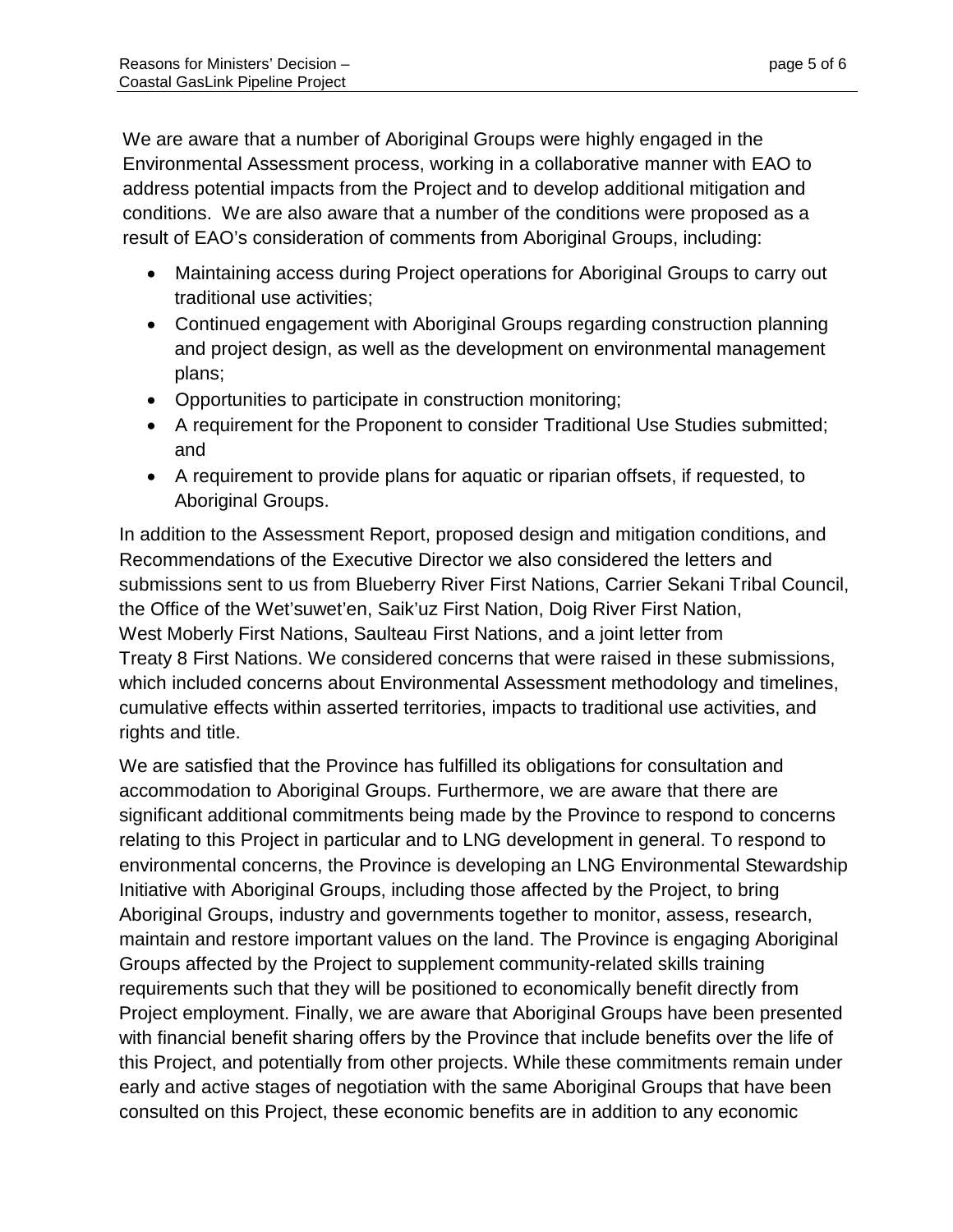We are aware that a number of Aboriginal Groups were highly engaged in the Environmental Assessment process, working in a collaborative manner with EAO to address potential impacts from the Project and to develop additional mitigation and conditions. We are also aware that a number of the conditions were proposed as a result of EAO's consideration of comments from Aboriginal Groups, including:

- Maintaining access during Project operations for Aboriginal Groups to carry out traditional use activities;
- Continued engagement with Aboriginal Groups regarding construction planning and project design, as well as the development on environmental management plans;
- Opportunities to participate in construction monitoring;
- A requirement for the Proponent to consider Traditional Use Studies submitted; and
- A requirement to provide plans for aquatic or riparian offsets, if requested, to Aboriginal Groups.

In addition to the Assessment Report, proposed design and mitigation conditions, and Recommendations of the Executive Director we also considered the letters and submissions sent to us from Blueberry River First Nations, Carrier Sekani Tribal Council, the Office of the Wet'suwet'en, Saik'uz First Nation, Doig River First Nation, West Moberly First Nations, Saulteau First Nations, and a joint letter from Treaty 8 First Nations. We considered concerns that were raised in these submissions, which included concerns about Environmental Assessment methodology and timelines, cumulative effects within asserted territories, impacts to traditional use activities, and rights and title.

We are satisfied that the Province has fulfilled its obligations for consultation and accommodation to Aboriginal Groups. Furthermore, we are aware that there are significant additional commitments being made by the Province to respond to concerns relating to this Project in particular and to LNG development in general. To respond to environmental concerns, the Province is developing an LNG Environmental Stewardship Initiative with Aboriginal Groups, including those affected by the Project, to bring Aboriginal Groups, industry and governments together to monitor, assess, research, maintain and restore important values on the land. The Province is engaging Aboriginal Groups affected by the Project to supplement community-related skills training requirements such that they will be positioned to economically benefit directly from Project employment. Finally, we are aware that Aboriginal Groups have been presented with financial benefit sharing offers by the Province that include benefits over the life of this Project, and potentially from other projects. While these commitments remain under early and active stages of negotiation with the same Aboriginal Groups that have been consulted on this Project, these economic benefits are in addition to any economic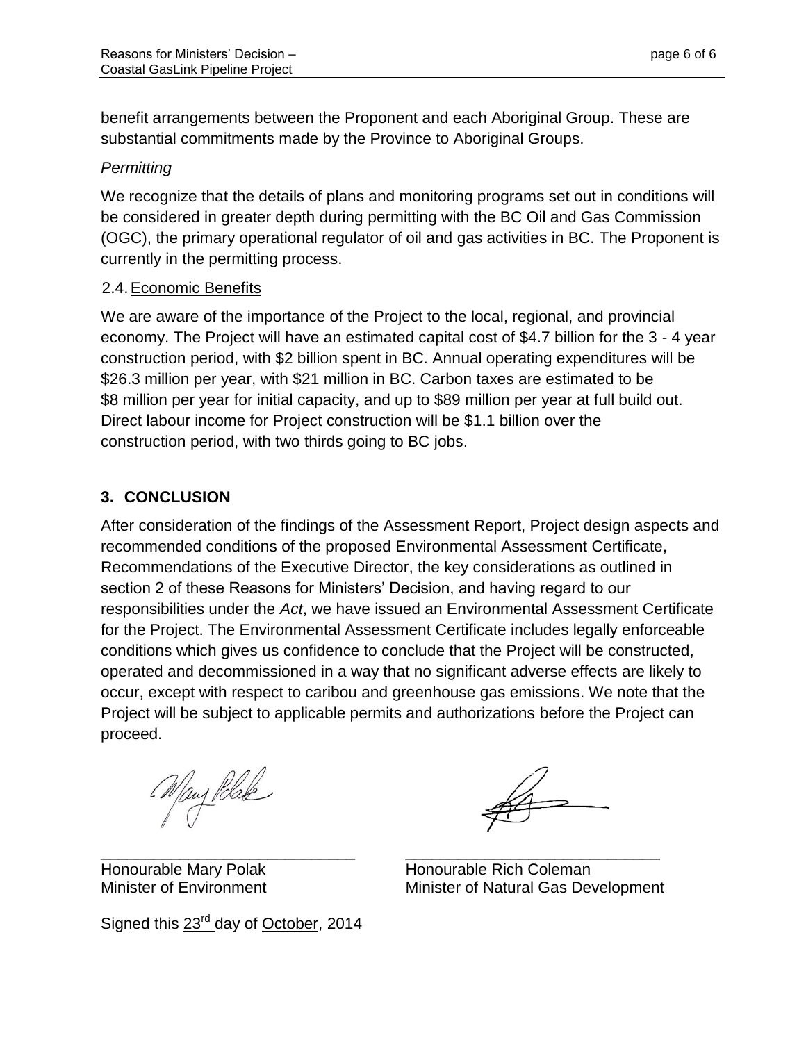benefit arrangements between the Proponent and each Aboriginal Group. These are substantial commitments made by the Province to Aboriginal Groups.

*Permitting*

We recognize that the details of plans and monitoring programs set out in conditions will be considered in greater depth during permitting with the BC Oil and Gas Commission (OGC), the primary operational regulator of oil and gas activities in BC. The Proponent is currently in the permitting process.

### 2.4. Economic Benefits

We are aware of the importance of the Project to the local, regional, and provincial economy. The Project will have an estimated capital cost of $4.7 billion for the 3 - 4 year construction period, with $2 billion spent in BC. Annual operating expenditures will be $26.3 million per year, with $21 million in BC. Carbon taxes are estimated to be $8 million per year for initial capacity, and up to $89 million per year at full build out. Direct labour income for Project construction will be $1.1 billion over the construction period, with two thirds going to BC jobs.

## 3. CONCLUSION

After consideration of the findings of the Assessment Report, Project design aspects and recommended conditions of the proposed Environmental Assessment Certificate, Recommendations of the Executive Director, the key considerations as outlined in section 2 of these Reasons for Ministers' Decision, and having regard to our responsibilities under the *Act*, we have issued an Environmental Assessment Certificate for the Project. The Environmental Assessment Certificate includes legally enforceable conditions which gives us confidence to conclude that the Project will be constructed, operated and decommissioned in a way that no significant adverse effects are likely to occur, except with respect to caribou and greenhouse gas emissions. We note that the Project will be subject to applicable permits and authorizations before the Project can proceed.

Honourable Mary Polak
Minister of Environment

Honourable Rich Coleman
Minister of Natural Gas Development

Signed this 23rd day of October, 2014